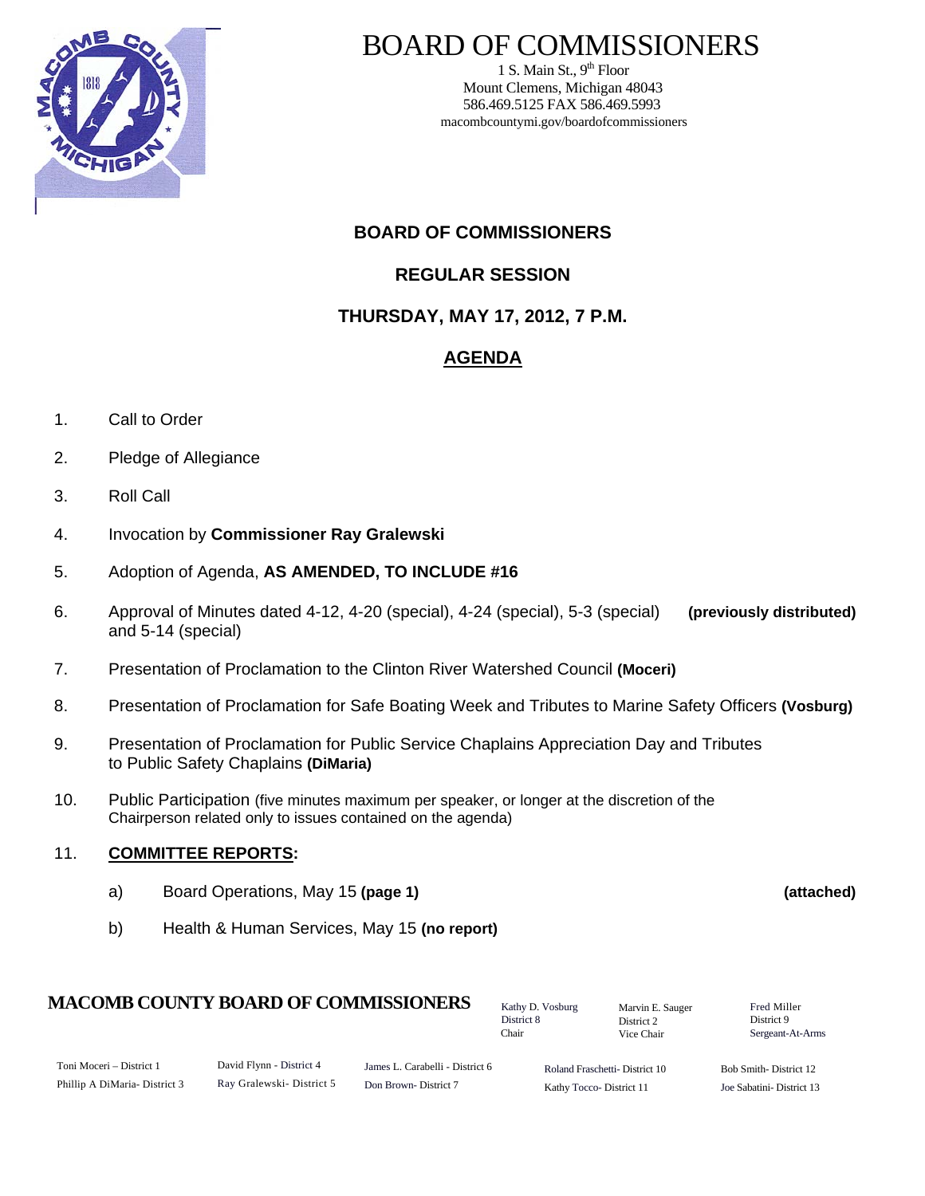# BOARD OF COMMISSIONERS

1 S. Main St., 9th Floor
Mount Clemens, Michigan 48043
586.469.5125 FAX 586.469.5993
macombcountymi.gov/boardofcommissioners

## BOARD OF COMMISSIONERS

## REGULAR SESSION

## THURSDAY, MAY 17, 2012, 7 P.M.

## AGENDA

1. Call to Order
2. Pledge of Allegiance
3. Roll Call
4. Invocation by **Commissioner Ray Gralewski**
5. Adoption of Agenda, **AS AMENDED, TO INCLUDE #16**
6. Approval of Minutes dated 4-12, 4-20 (special), 4-24 (special), 5-3 (special) and 5-14 (special) **(previously distributed)**
7. Presentation of Proclamation to the Clinton River Watershed Council **(Moceri)**
8. Presentation of Proclamation for Safe Boating Week and Tributes to Marine Safety Officers **(Vosburg)**
9. Presentation of Proclamation for Public Service Chaplains Appreciation Day and Tributes to Public Safety Chaplains **(DiMaria)**
10. Public Participation (five minutes maximum per speaker, or longer at the discretion of the Chairperson related only to issues contained on the agenda)
11. **COMMITTEE REPORTS:**
    a) Board Operations, May 15 **(page 1)** **(attached)**
    b) Health & Human Services, May 15 **(no report)**

**MACOMB COUNTY BOARD OF COMMISSIONERS**

Kathy D. Vosburg, District 8, Chair
Marvin E. Sauger, District 2, Vice Chair
Fred Miller, District 9, Sergeant-At-Arms

Toni Moceri – District 1
Phillip A DiMaria- District 3
David Flynn - District 4
Ray Gralewski- District 5
James L. Carabelli - District 6
Don Brown- District 7
Roland Fraschetti- District 10
Kathy Tocco- District 11
Bob Smith- District 12
Joe Sabatini- District 13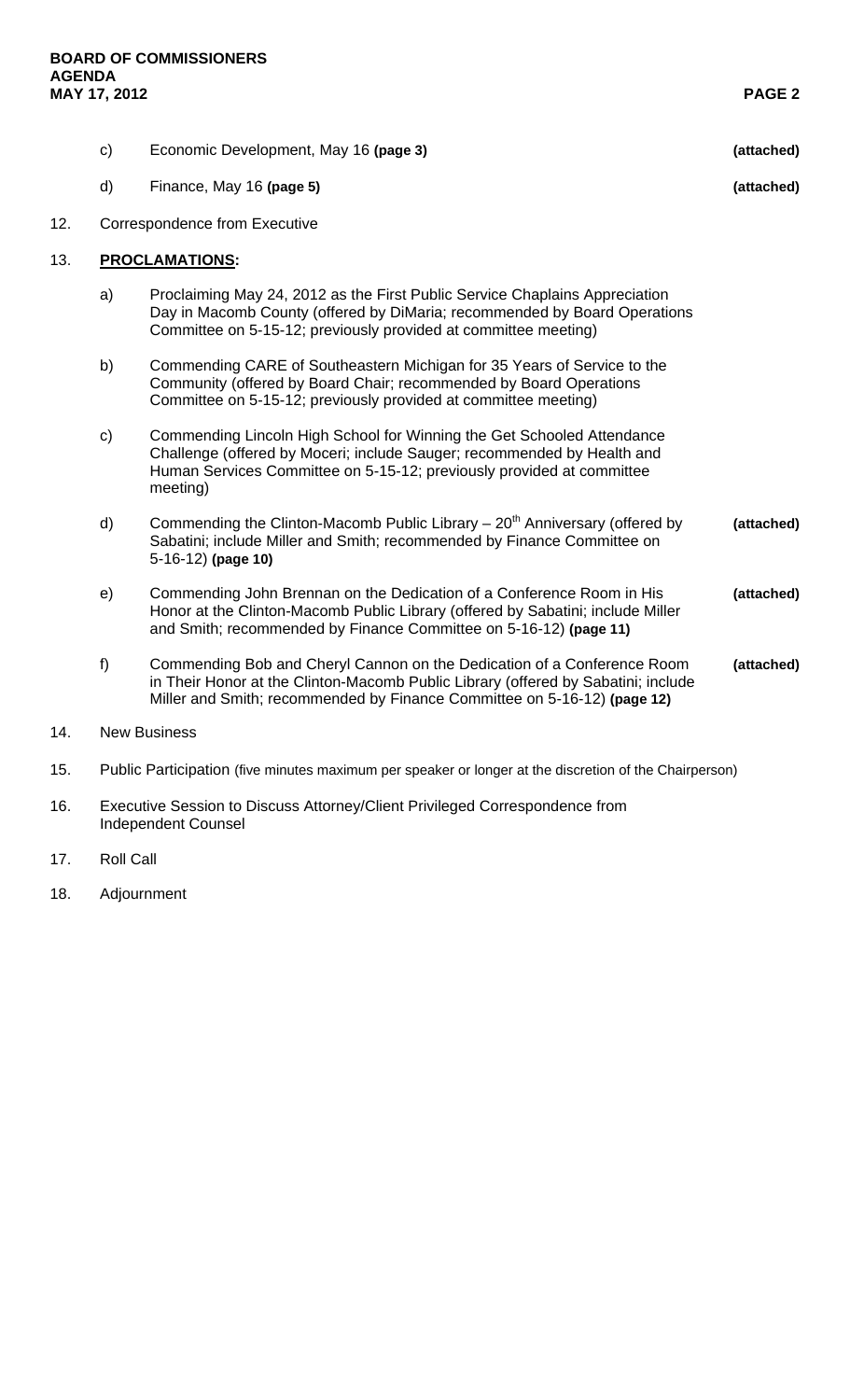c) Economic Development, May 16 **(page 3)** **(attached)**

d) Finance, May 16 **(page 5)** **(attached)**

12. Correspondence from Executive

13. **PROCLAMATIONS:**

a) Proclaiming May 24, 2012 as the First Public Service Chaplains Appreciation Day in Macomb County (offered by DiMaria; recommended by Board Operations Committee on 5-15-12; previously provided at committee meeting)

b) Commending CARE of Southeastern Michigan for 35 Years of Service to the Community (offered by Board Chair; recommended by Board Operations Committee on 5-15-12; previously provided at committee meeting)

c) Commending Lincoln High School for Winning the Get Schooled Attendance Challenge (offered by Moceri; include Sauger; recommended by Health and Human Services Committee on 5-15-12; previously provided at committee meeting)

d) Commending the Clinton-Macomb Public Library – 20th Anniversary (offered by Sabatini; include Miller and Smith; recommended by Finance Committee on 5-16-12) **(page 10)** **(attached)**

e) Commending John Brennan on the Dedication of a Conference Room in His Honor at the Clinton-Macomb Public Library (offered by Sabatini; include Miller and Smith; recommended by Finance Committee on 5-16-12) **(page 11)** **(attached)**

f) Commending Bob and Cheryl Cannon on the Dedication of a Conference Room in Their Honor at the Clinton-Macomb Public Library (offered by Sabatini; include Miller and Smith; recommended by Finance Committee on 5-16-12) **(page 12)** **(attached)**

14. New Business

15. Public Participation (five minutes maximum per speaker or longer at the discretion of the Chairperson)

16. Executive Session to Discuss Attorney/Client Privileged Correspondence from Independent Counsel

17. Roll Call

18. Adjournment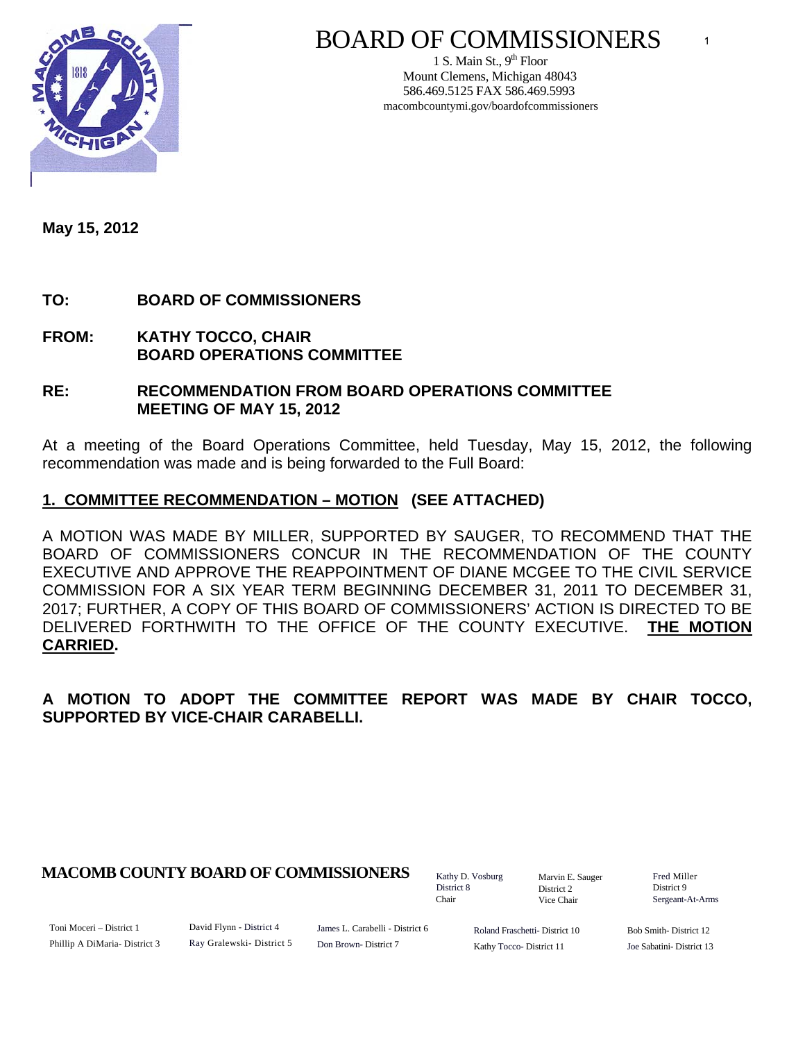# BOARD OF COMMISSIONERS

1 S. Main St., 9th Floor
Mount Clemens, Michigan 48043
586.469.5125 FAX 586.469.5993
macombcountymi.gov/boardofcommissioners

**May 15, 2012**

**TO:** **BOARD OF COMMISSIONERS**

**FROM:** **KATHY TOCCO, CHAIR**
**BOARD OPERATIONS COMMITTEE**

**RE:** **RECOMMENDATION FROM BOARD OPERATIONS COMMITTEE MEETING OF MAY 15, 2012**

At a meeting of the Board Operations Committee, held Tuesday, May 15, 2012, the following recommendation was made and is being forwarded to the Full Board:

## 1. COMMITTEE RECOMMENDATION – MOTION (SEE ATTACHED)

A MOTION WAS MADE BY MILLER, SUPPORTED BY SAUGER, TO RECOMMEND THAT THE BOARD OF COMMISSIONERS CONCUR IN THE RECOMMENDATION OF THE COUNTY EXECUTIVE AND APPROVE THE REAPPOINTMENT OF DIANE MCGEE TO THE CIVIL SERVICE COMMISSION FOR A SIX YEAR TERM BEGINNING DECEMBER 31, 2011 TO DECEMBER 31, 2017; FURTHER, A COPY OF THIS BOARD OF COMMISSIONERS' ACTION IS DIRECTED TO BE DELIVERED FORTHWITH TO THE OFFICE OF THE COUNTY EXECUTIVE. **THE MOTION CARRIED.**

**A MOTION TO ADOPT THE COMMITTEE REPORT WAS MADE BY CHAIR TOCCO, SUPPORTED BY VICE-CHAIR CARABELLI.**

**MACOMB COUNTY BOARD OF COMMISSIONERS**

Kathy D. Vosburg, District 8, Chair
Marvin E. Sauger, District 2, Vice Chair
Fred Miller, District 9, Sergeant-At-Arms

Toni Moceri – District 1
Phillip A DiMaria- District 3
David Flynn - District 4
Ray Gralewski- District 5
James L. Carabelli - District 6
Don Brown- District 7
Roland Fraschetti- District 10
Kathy Tocco- District 11
Bob Smith- District 12
Joe Sabatini- District 13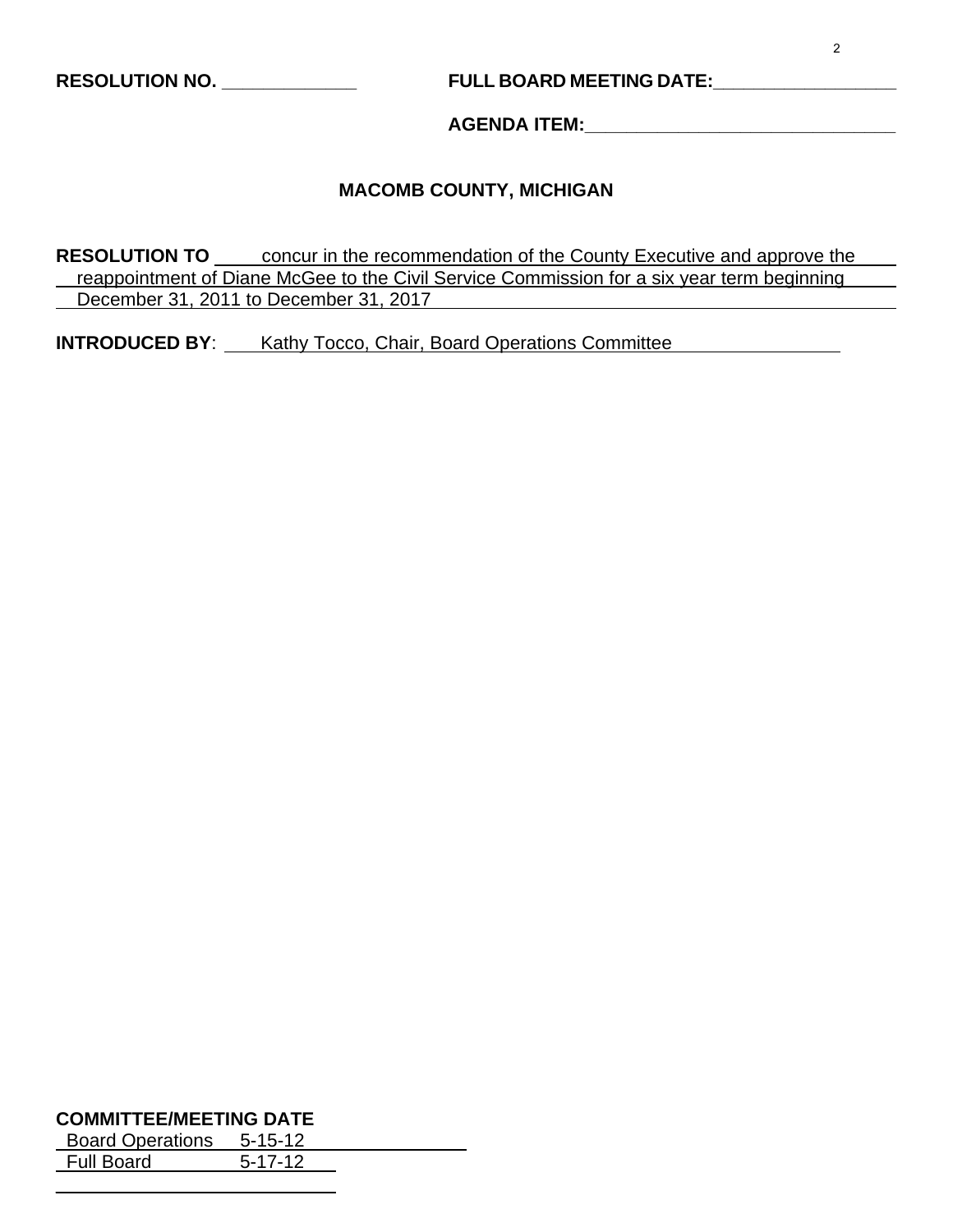**RESOLUTION NO. _____________** **FULL BOARD MEETING DATE:_________________**

**AGENDA ITEM:______________________________**

## MACOMB COUNTY, MICHIGAN

**RESOLUTION TO** concur in the recommendation of the County Executive and approve the reappointment of Diane McGee to the Civil Service Commission for a six year term beginning December 31, 2011 to December 31, 2017

**INTRODUCED BY**: Kathy Tocco, Chair, Board Operations Committee

**COMMITTEE/MEETING DATE**

Board Operations 5-15-12

Full Board 5-17-12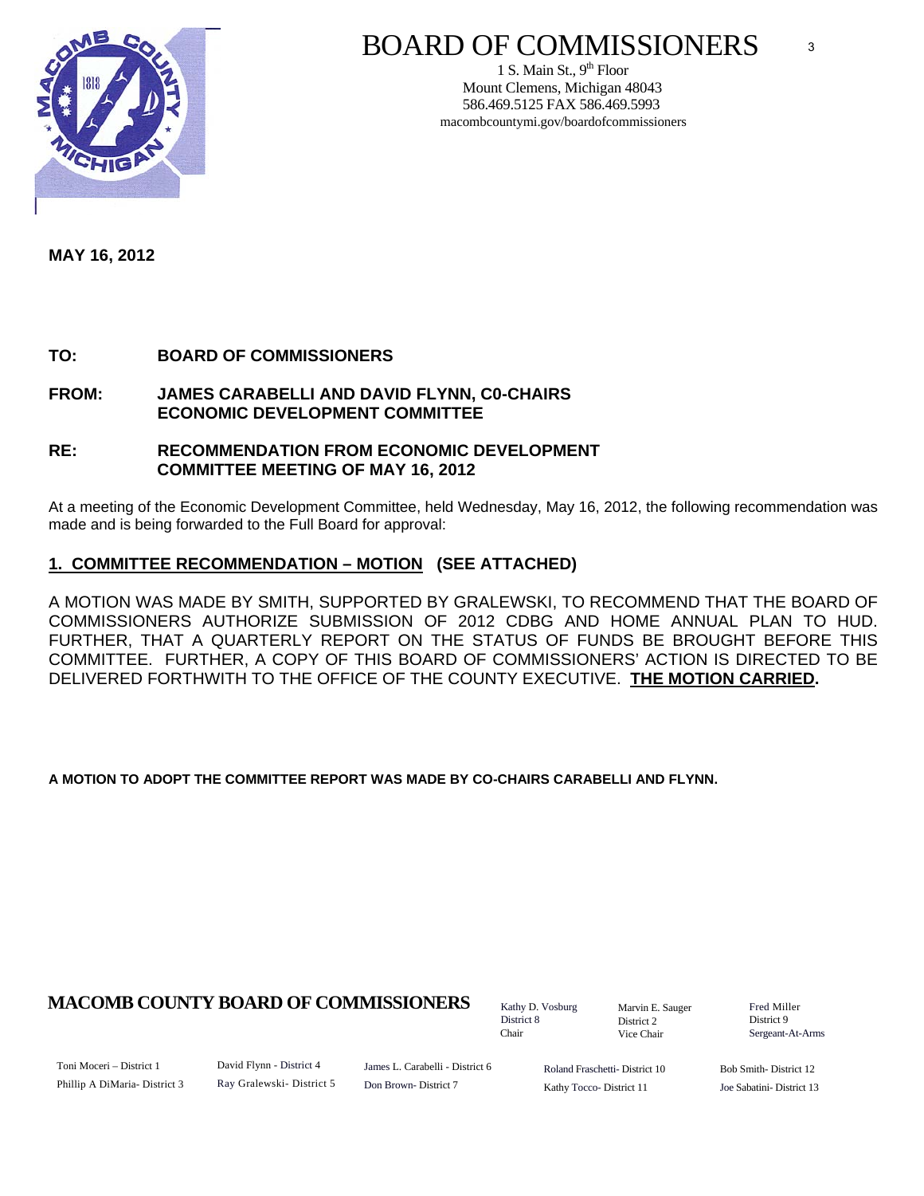# BOARD OF COMMISSIONERS

1 S. Main St., 9th Floor
Mount Clemens, Michigan 48043
586.469.5125 FAX 586.469.5993
macombcountymi.gov/boardofcommissioners

**MAY 16, 2012**

**TO:** **BOARD OF COMMISSIONERS**

**FROM:** **JAMES CARABELLI AND DAVID FLYNN, C0-CHAIRS ECONOMIC DEVELOPMENT COMMITTEE**

**RE:** **RECOMMENDATION FROM ECONOMIC DEVELOPMENT COMMITTEE MEETING OF MAY 16, 2012**

At a meeting of the Economic Development Committee, held Wednesday, May 16, 2012, the following recommendation was made and is being forwarded to the Full Board for approval:

**1. COMMITTEE RECOMMENDATION – MOTION (SEE ATTACHED)**

A MOTION WAS MADE BY SMITH, SUPPORTED BY GRALEWSKI, TO RECOMMEND THAT THE BOARD OF COMMISSIONERS AUTHORIZE SUBMISSION OF 2012 CDBG AND HOME ANNUAL PLAN TO HUD. FURTHER, THAT A QUARTERLY REPORT ON THE STATUS OF FUNDS BE BROUGHT BEFORE THIS COMMITTEE. FURTHER, A COPY OF THIS BOARD OF COMMISSIONERS' ACTION IS DIRECTED TO BE DELIVERED FORTHWITH TO THE OFFICE OF THE COUNTY EXECUTIVE. **THE MOTION CARRIED.**

**A MOTION TO ADOPT THE COMMITTEE REPORT WAS MADE BY CO-CHAIRS CARABELLI AND FLYNN.**

**MACOMB COUNTY BOARD OF COMMISSIONERS**

Kathy D. Vosburg, District 8, Chair
Marvin E. Sauger, District 2, Vice Chair
Fred Miller, District 9, Sergeant-At-Arms

Toni Moceri – District 1
Phillip A DiMaria- District 3
David Flynn - District 4
Ray Gralewski- District 5
James L. Carabelli - District 6
Don Brown- District 7
Roland Fraschetti- District 10
Kathy Tocco- District 11
Bob Smith- District 12
Joe Sabatini- District 13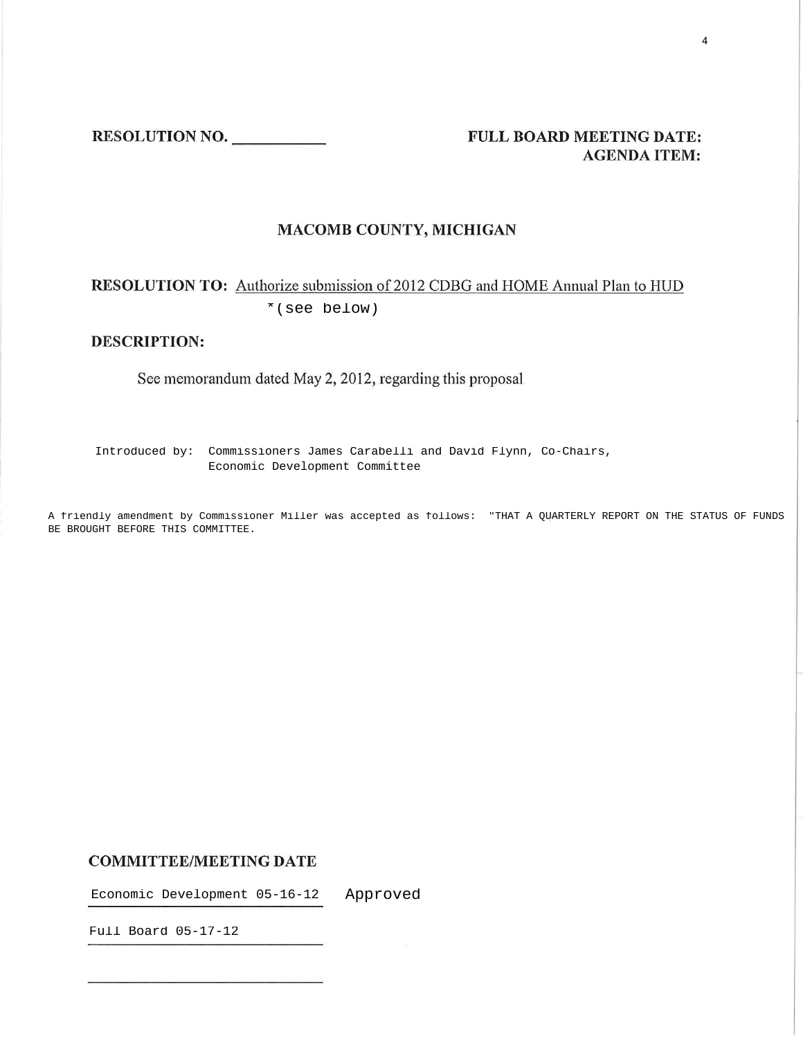**RESOLUTION NO. \_\_\_\_\_\_\_\_\_\_**

**FULL BOARD MEETING DATE:**
**AGENDA ITEM:**

## MACOMB COUNTY, MICHIGAN

**RESOLUTION TO:** Authorize submission of 2012 CDBG and HOME Annual Plan to HUD
*(see below)

**DESCRIPTION:**

See memorandum dated May 2, 2012, regarding this proposal

Introduced by: Commissioners James Carabelli and David Flynn, Co-Chairs, Economic Development Committee

A friendly amendment by Commissioner Miller was accepted as follows: "THAT A QUARTERLY REPORT ON THE STATUS OF FUNDS BE BROUGHT BEFORE THIS COMMITTEE.

**COMMITTEE/MEETING DATE**

Economic Development 05-16-12 Approved

Full Board 05-17-12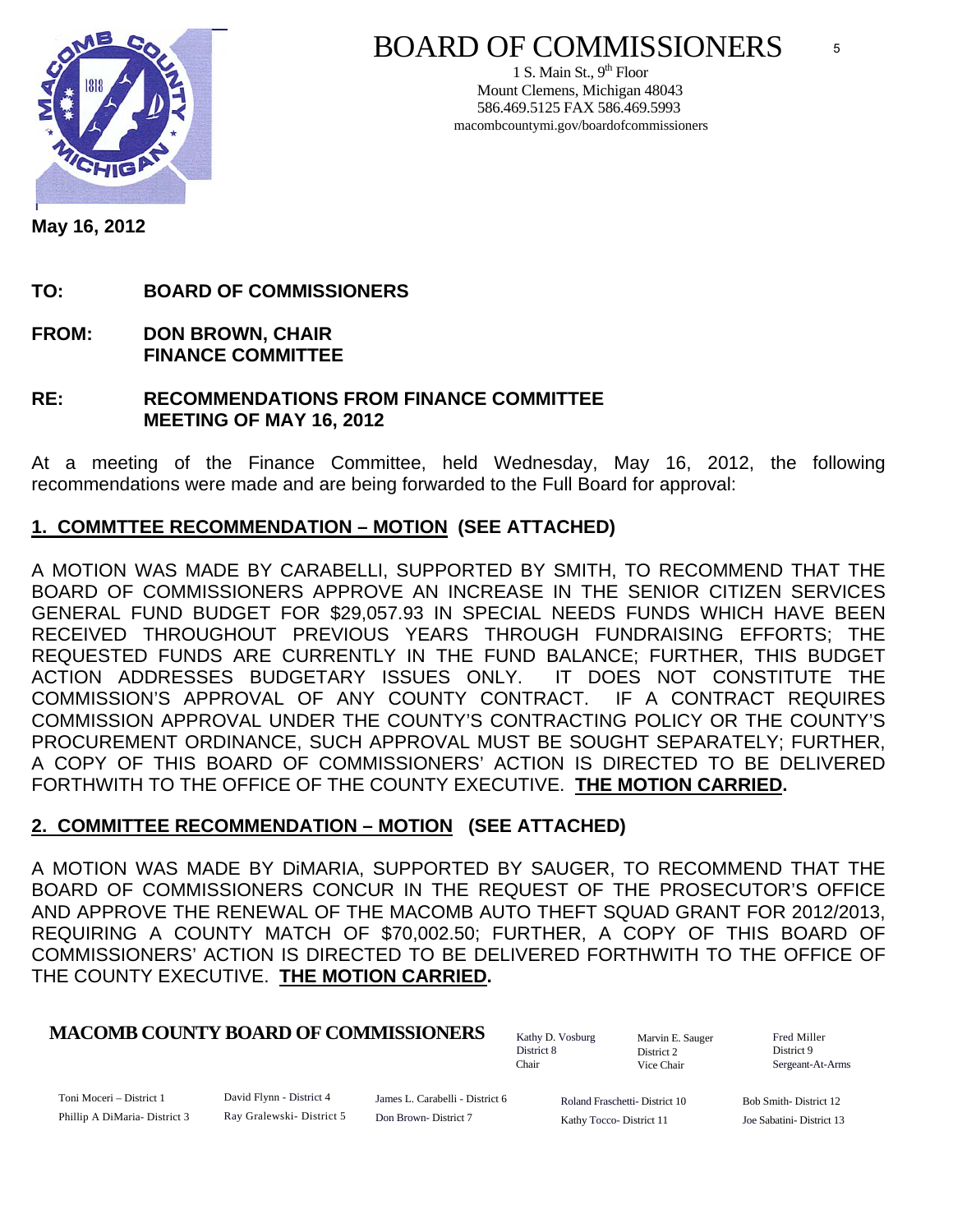# BOARD OF COMMISSIONERS

1 S. Main St., 9th Floor
Mount Clemens, Michigan 48043
586.469.5125 FAX 586.469.5993
macombcountymi.gov/boardofcommissioners

**May 16, 2012**

**TO: BOARD OF COMMISSIONERS**

**FROM: DON BROWN, CHAIR**
**FINANCE COMMITTEE**

**RE: RECOMMENDATIONS FROM FINANCE COMMITTEE MEETING OF MAY 16, 2012**

At a meeting of the Finance Committee, held Wednesday, May 16, 2012, the following recommendations were made and are being forwarded to the Full Board for approval:

**1. COMMTTEE RECOMMENDATION – MOTION (SEE ATTACHED)**

A MOTION WAS MADE BY CARABELLI, SUPPORTED BY SMITH, TO RECOMMEND THAT THE BOARD OF COMMISSIONERS APPROVE AN INCREASE IN THE SENIOR CITIZEN SERVICES GENERAL FUND BUDGET FOR $29,057.93 IN SPECIAL NEEDS FUNDS WHICH HAVE BEEN RECEIVED THROUGHOUT PREVIOUS YEARS THROUGH FUNDRAISING EFFORTS; THE REQUESTED FUNDS ARE CURRENTLY IN THE FUND BALANCE; FURTHER, THIS BUDGET ACTION ADDRESSES BUDGETARY ISSUES ONLY. IT DOES NOT CONSTITUTE THE COMMISSION'S APPROVAL OF ANY COUNTY CONTRACT. IF A CONTRACT REQUIRES COMMISSION APPROVAL UNDER THE COUNTY'S CONTRACTING POLICY OR THE COUNTY'S PROCUREMENT ORDINANCE, SUCH APPROVAL MUST BE SOUGHT SEPARATELY; FURTHER, A COPY OF THIS BOARD OF COMMISSIONERS' ACTION IS DIRECTED TO BE DELIVERED FORTHWITH TO THE OFFICE OF THE COUNTY EXECUTIVE. **THE MOTION CARRIED.**

**2. COMMITTEE RECOMMENDATION – MOTION (SEE ATTACHED)**

A MOTION WAS MADE BY DiMARIA, SUPPORTED BY SAUGER, TO RECOMMEND THAT THE BOARD OF COMMISSIONERS CONCUR IN THE REQUEST OF THE PROSECUTOR'S OFFICE AND APPROVE THE RENEWAL OF THE MACOMB AUTO THEFT SQUAD GRANT FOR 2012/2013, REQUIRING A COUNTY MATCH OF $70,002.50; FURTHER, A COPY OF THIS BOARD OF COMMISSIONERS' ACTION IS DIRECTED TO BE DELIVERED FORTHWITH TO THE OFFICE OF THE COUNTY EXECUTIVE. **THE MOTION CARRIED.**

**MACOMB COUNTY BOARD OF COMMISSIONERS**

Kathy D. Vosburg, District 8, Chair
Marvin E. Sauger, District 2, Vice Chair
Fred Miller, District 9, Sergeant-At-Arms

Toni Moceri – District 1
Phillip A DiMaria- District 3
David Flynn - District 4
Ray Gralewski- District 5
James L. Carabelli - District 6
Don Brown- District 7
Roland Fraschetti- District 10
Kathy Tocco- District 11
Bob Smith- District 12
Joe Sabatini- District 13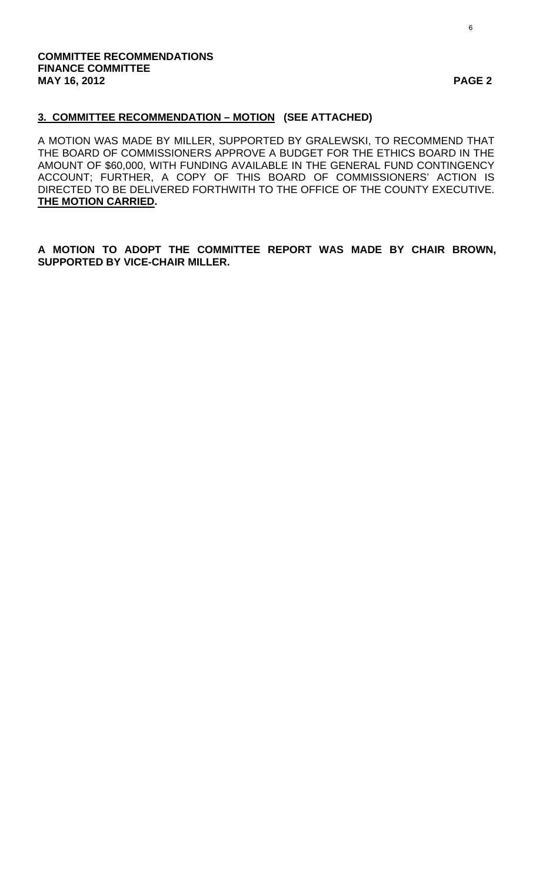**COMMITTEE RECOMMENDATIONS**
**FINANCE COMMITTEE**
**MAY 16, 2012**

## 3. COMMITTEE RECOMMENDATION – MOTION (SEE ATTACHED)

A MOTION WAS MADE BY MILLER, SUPPORTED BY GRALEWSKI, TO RECOMMEND THAT THE BOARD OF COMMISSIONERS APPROVE A BUDGET FOR THE ETHICS BOARD IN THE AMOUNT OF $60,000, WITH FUNDING AVAILABLE IN THE GENERAL FUND CONTINGENCY ACCOUNT; FURTHER, A COPY OF THIS BOARD OF COMMISSIONERS' ACTION IS DIRECTED TO BE DELIVERED FORTHWITH TO THE OFFICE OF THE COUNTY EXECUTIVE. **THE MOTION CARRIED.**

**A MOTION TO ADOPT THE COMMITTEE REPORT WAS MADE BY CHAIR BROWN, SUPPORTED BY VICE-CHAIR MILLER.**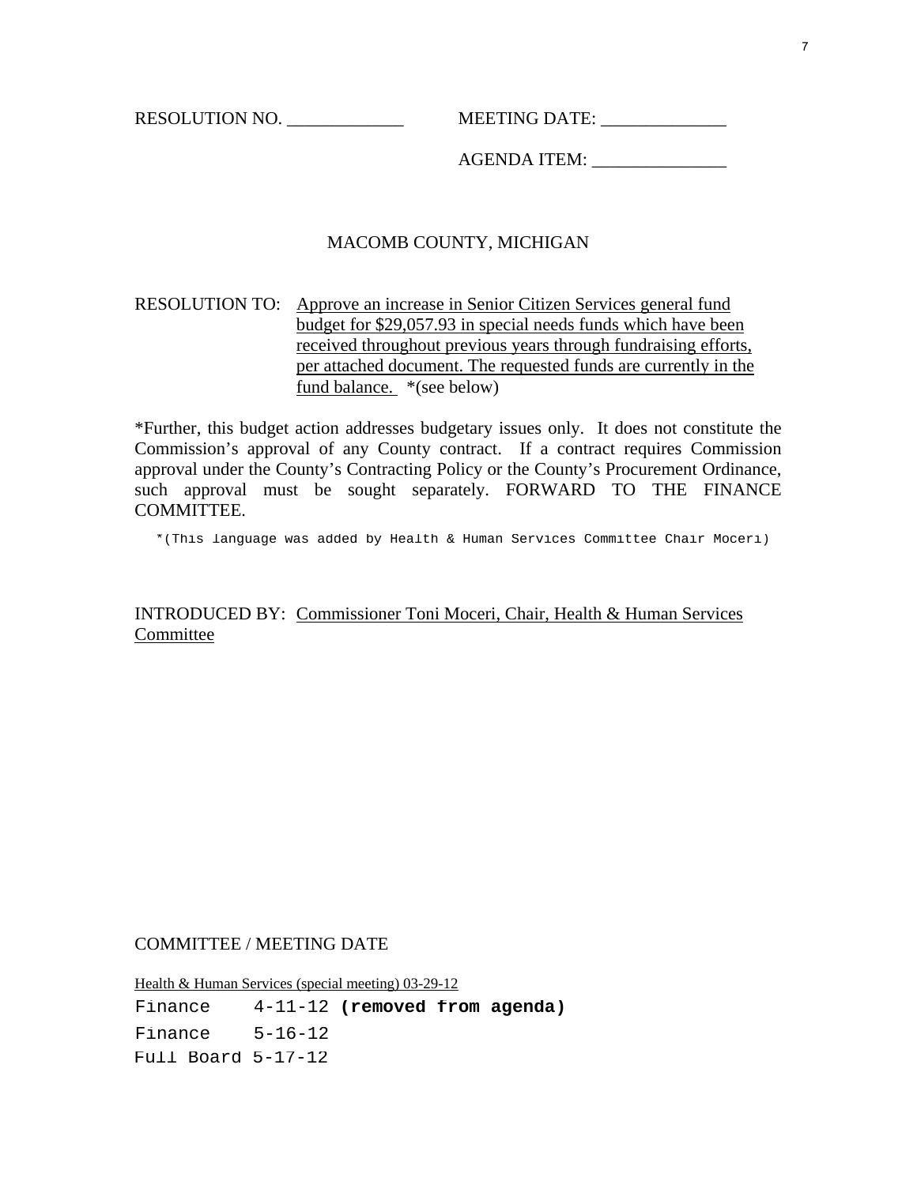RESOLUTION NO. _____________ MEETING DATE: ______________

AGENDA ITEM: _______________

MACOMB COUNTY, MICHIGAN

RESOLUTION TO: Approve an increase in Senior Citizen Services general fund budget for $29,057.93 in special needs funds which have been received throughout previous years through fundraising efforts, per attached document. The requested funds are currently in the fund balance. *(see below)

*Further, this budget action addresses budgetary issues only. It does not constitute the Commission's approval of any County contract. If a contract requires Commission approval under the County's Contracting Policy or the County's Procurement Ordinance, such approval must be sought separately. FORWARD TO THE FINANCE COMMITTEE.

*(This language was added by Health & Human Services Committee Chair Moceri)

INTRODUCED BY: Commissioner Toni Moceri, Chair, Health & Human Services Committee

COMMITTEE / MEETING DATE

Health & Human Services (special meeting) 03-29-12

Finance 4-11-12 **(removed from agenda)**

Finance 5-16-12

Full Board 5-17-12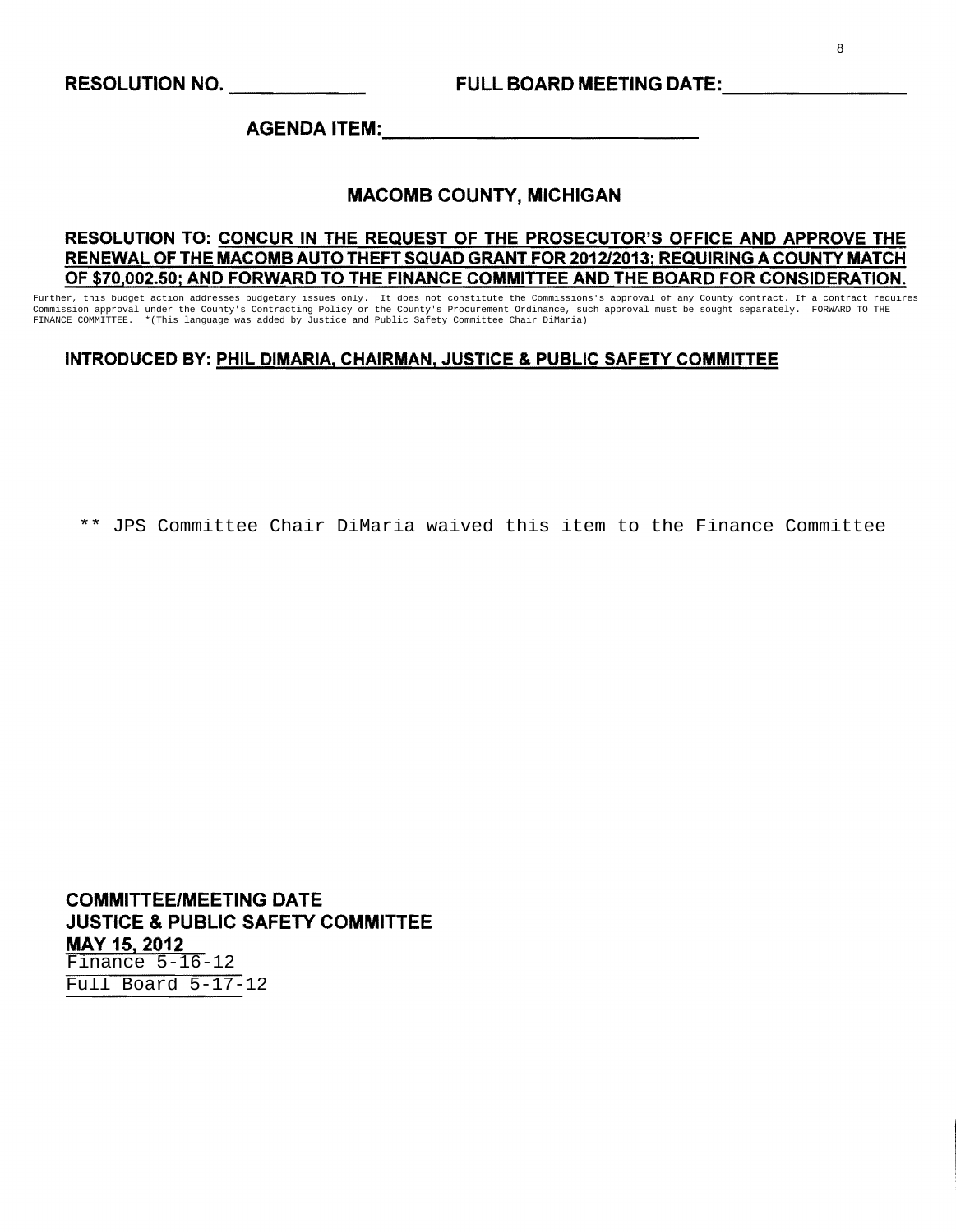**RESOLUTION NO. ____________** **FULL BOARD MEETING DATE: ________________**

**AGENDA ITEM: ______________________________**

## MACOMB COUNTY, MICHIGAN

**RESOLUTION TO: <u>CONCUR IN THE REQUEST OF THE PROSECUTOR'S OFFICE AND APPROVE THE RENEWAL OF THE MACOMB AUTO THEFT SQUAD GRANT FOR 2012/2013; REQUIRING A COUNTY MATCH OF $70,002.50; AND FORWARD TO THE FINANCE COMMITTEE AND THE BOARD FOR CONSIDERATION.</u>**

Further, this budget action addresses budgetary issues only. It does not constitute the Commissions's approval of any County contract. If a contract requires Commission approval under the County's Contracting Policy or the County's Procurement Ordinance, such approval must be sought separately. FORWARD TO THE FINANCE COMMITTEE. *(This language was added by Justice and Public Safety Committee Chair DiMaria)

**INTRODUCED BY: <u>PHIL DIMARIA, CHAIRMAN, JUSTICE & PUBLIC SAFETY COMMITTEE</u>**

** JPS Committee Chair DiMaria waived this item to the Finance Committee

**COMMITTEE/MEETING DATE**
**JUSTICE & PUBLIC SAFETY COMMITTEE**
**<u>MAY 15, 2012</u>**
Finance 5-16-12
Full Board 5-17-12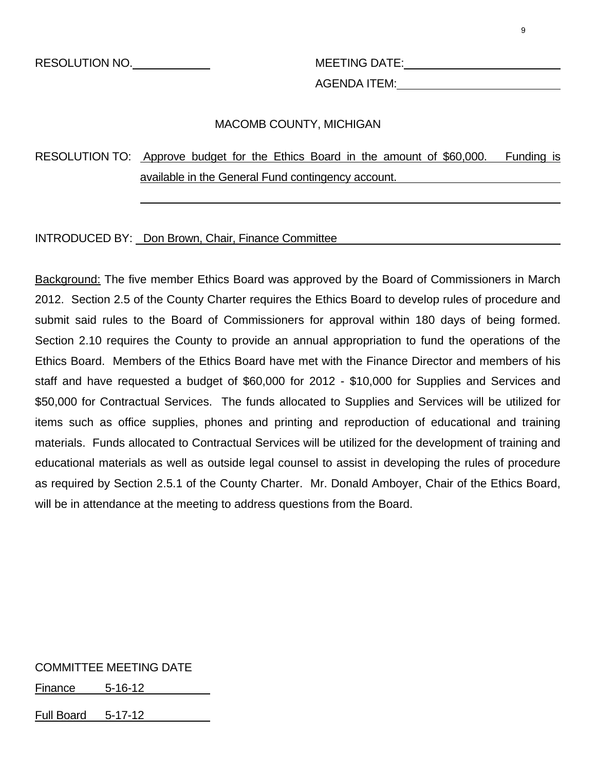RESOLUTION NO.\_\_\_\_\_\_\_\_\_\_\_\_ MEETING DATE:\_\_\_\_\_\_\_\_\_\_\_\_\_\_\_\_\_\_\_\_

AGENDA ITEM:\_\_\_\_\_\_\_\_\_\_\_\_\_\_\_\_\_\_\_\_

MACOMB COUNTY, MICHIGAN

RESOLUTION TO: Approve budget for the Ethics Board in the amount of $60,000. Funding is available in the General Fund contingency account.

INTRODUCED BY: Don Brown, Chair, Finance Committee

Background: The five member Ethics Board was approved by the Board of Commissioners in March 2012. Section 2.5 of the County Charter requires the Ethics Board to develop rules of procedure and submit said rules to the Board of Commissioners for approval within 180 days of being formed. Section 2.10 requires the County to provide an annual appropriation to fund the operations of the Ethics Board. Members of the Ethics Board have met with the Finance Director and members of his staff and have requested a budget of $60,000 for 2012 - $10,000 for Supplies and Services and $50,000 for Contractual Services. The funds allocated to Supplies and Services will be utilized for items such as office supplies, phones and printing and reproduction of educational and training materials. Funds allocated to Contractual Services will be utilized for the development of training and educational materials as well as outside legal counsel to assist in developing the rules of procedure as required by Section 2.5.1 of the County Charter. Mr. Donald Amboyer, Chair of the Ethics Board, will be in attendance at the meeting to address questions from the Board.

COMMITTEE MEETING DATE

Finance 5-16-12

Full Board 5-17-12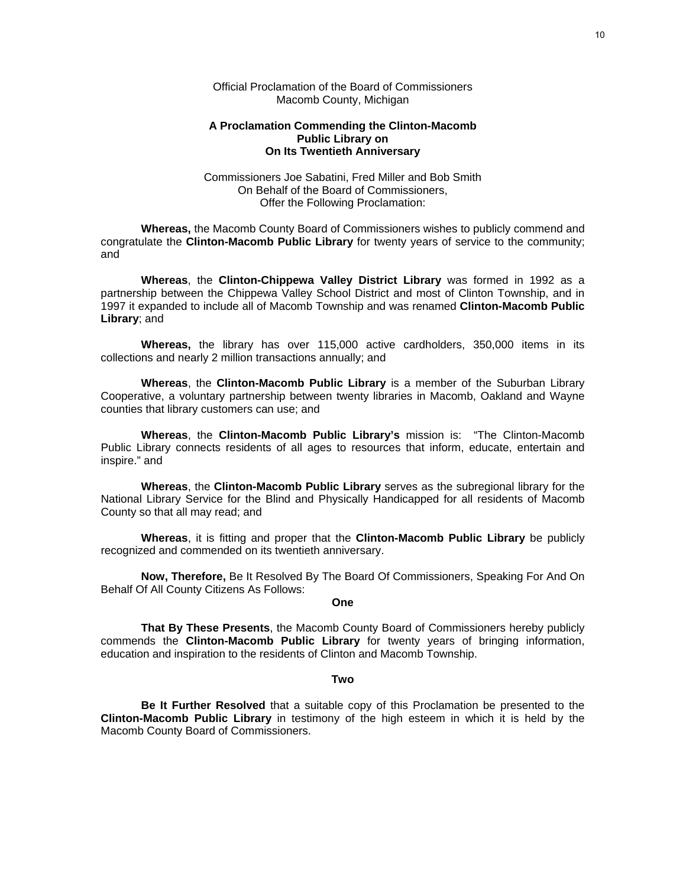Official Proclamation of the Board of Commissioners
Macomb County, Michigan

**A Proclamation Commending the Clinton-Macomb Public Library on On Its Twentieth Anniversary**

Commissioners Joe Sabatini, Fred Miller and Bob Smith
On Behalf of the Board of Commissioners,
Offer the Following Proclamation:

**Whereas,** the Macomb County Board of Commissioners wishes to publicly commend and congratulate the **Clinton-Macomb Public Library** for twenty years of service to the community; and

**Whereas**, the **Clinton-Chippewa Valley District Library** was formed in 1992 as a partnership between the Chippewa Valley School District and most of Clinton Township, and in 1997 it expanded to include all of Macomb Township and was renamed **Clinton-Macomb Public Library**; and

**Whereas,** the library has over 115,000 active cardholders, 350,000 items in its collections and nearly 2 million transactions annually; and

**Whereas**, the **Clinton-Macomb Public Library** is a member of the Suburban Library Cooperative, a voluntary partnership between twenty libraries in Macomb, Oakland and Wayne counties that library customers can use; and

**Whereas**, the **Clinton-Macomb Public Library's** mission is: "The Clinton-Macomb Public Library connects residents of all ages to resources that inform, educate, entertain and inspire." and

**Whereas**, the **Clinton-Macomb Public Library** serves as the subregional library for the National Library Service for the Blind and Physically Handicapped for all residents of Macomb County so that all may read; and

**Whereas**, it is fitting and proper that the **Clinton-Macomb Public Library** be publicly recognized and commended on its twentieth anniversary.

**Now, Therefore,** Be It Resolved By The Board Of Commissioners, Speaking For And On Behalf Of All County Citizens As Follows:

**One**

**That By These Presents**, the Macomb County Board of Commissioners hereby publicly commends the **Clinton-Macomb Public Library** for twenty years of bringing information, education and inspiration to the residents of Clinton and Macomb Township.

**Two**

**Be It Further Resolved** that a suitable copy of this Proclamation be presented to the **Clinton-Macomb Public Library** in testimony of the high esteem in which it is held by the Macomb County Board of Commissioners.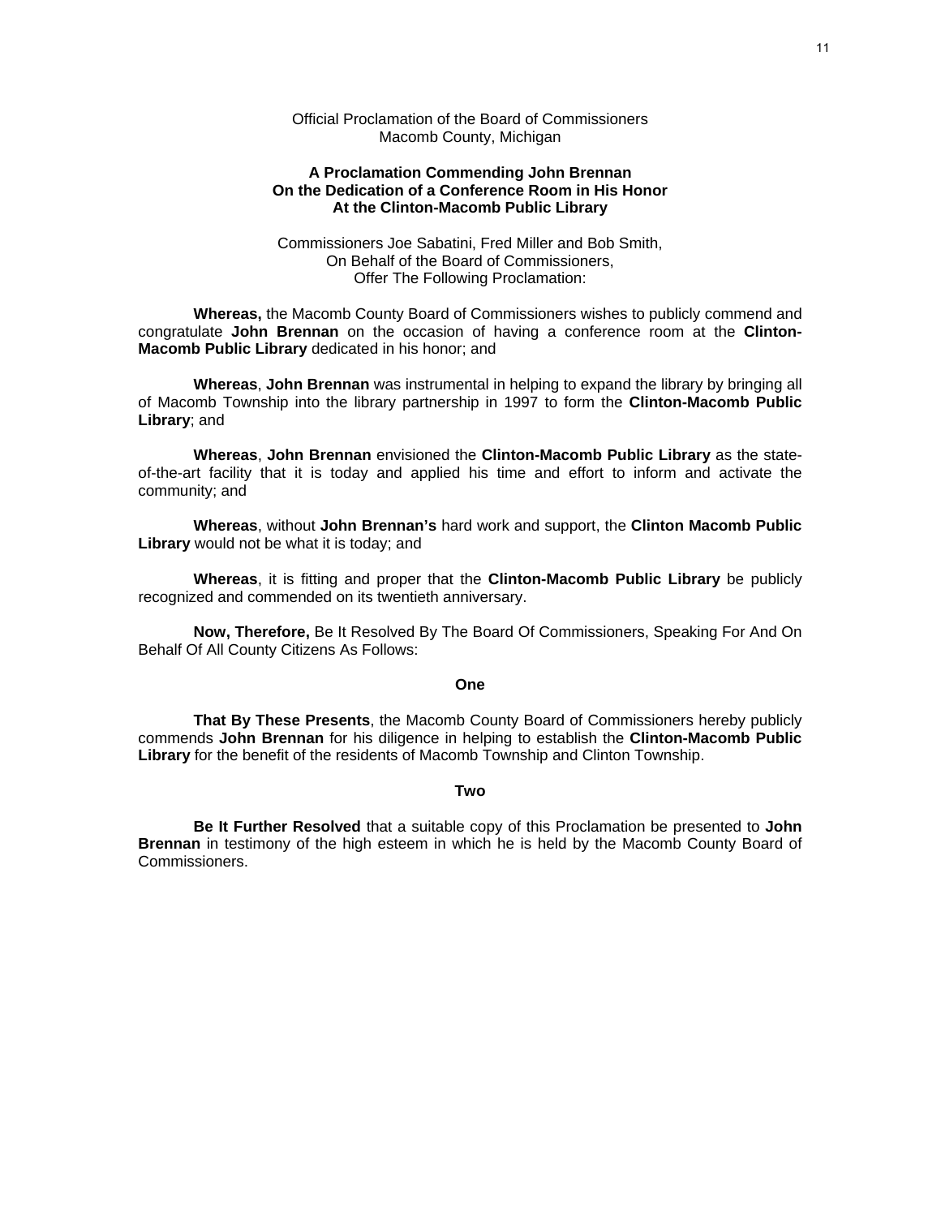Official Proclamation of the Board of Commissioners
Macomb County, Michigan

**A Proclamation Commending John Brennan**
**On the Dedication of a Conference Room in His Honor**
**At the Clinton-Macomb Public Library**

Commissioners Joe Sabatini, Fred Miller and Bob Smith,
On Behalf of the Board of Commissioners,
Offer The Following Proclamation:

**Whereas,** the Macomb County Board of Commissioners wishes to publicly commend and congratulate **John Brennan** on the occasion of having a conference room at the **Clinton-Macomb Public Library** dedicated in his honor; and

**Whereas**, **John Brennan** was instrumental in helping to expand the library by bringing all of Macomb Township into the library partnership in 1997 to form the **Clinton-Macomb Public Library**; and

**Whereas**, **John Brennan** envisioned the **Clinton-Macomb Public Library** as the state-of-the-art facility that it is today and applied his time and effort to inform and activate the community; and

**Whereas**, without **John Brennan's** hard work and support, the **Clinton Macomb Public Library** would not be what it is today; and

**Whereas**, it is fitting and proper that the **Clinton-Macomb Public Library** be publicly recognized and commended on its twentieth anniversary.

**Now, Therefore,** Be It Resolved By The Board Of Commissioners, Speaking For And On Behalf Of All County Citizens As Follows:

**One**

**That By These Presents**, the Macomb County Board of Commissioners hereby publicly commends **John Brennan** for his diligence in helping to establish the **Clinton-Macomb Public Library** for the benefit of the residents of Macomb Township and Clinton Township.

**Two**

**Be It Further Resolved** that a suitable copy of this Proclamation be presented to **John Brennan** in testimony of the high esteem in which he is held by the Macomb County Board of Commissioners.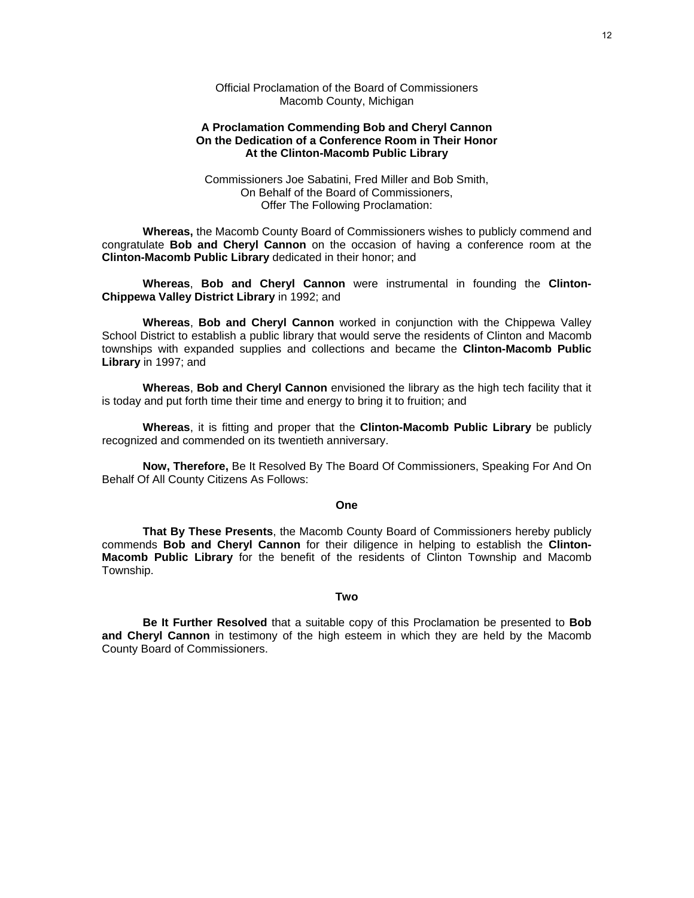Official Proclamation of the Board of Commissioners
Macomb County, Michigan

**A Proclamation Commending Bob and Cheryl Cannon**
**On the Dedication of a Conference Room in Their Honor**
**At the Clinton-Macomb Public Library**

Commissioners Joe Sabatini, Fred Miller and Bob Smith,
On Behalf of the Board of Commissioners,
Offer The Following Proclamation:

**Whereas,** the Macomb County Board of Commissioners wishes to publicly commend and congratulate **Bob and Cheryl Cannon** on the occasion of having a conference room at the **Clinton-Macomb Public Library** dedicated in their honor; and

**Whereas**, **Bob and Cheryl Cannon** were instrumental in founding the **Clinton-Chippewa Valley District Library** in 1992; and

**Whereas**, **Bob and Cheryl Cannon** worked in conjunction with the Chippewa Valley School District to establish a public library that would serve the residents of Clinton and Macomb townships with expanded supplies and collections and became the **Clinton-Macomb Public Library** in 1997; and

**Whereas**, **Bob and Cheryl Cannon** envisioned the library as the high tech facility that it is today and put forth time their time and energy to bring it to fruition; and

**Whereas**, it is fitting and proper that the **Clinton-Macomb Public Library** be publicly recognized and commended on its twentieth anniversary.

**Now, Therefore,** Be It Resolved By The Board Of Commissioners, Speaking For And On Behalf Of All County Citizens As Follows:

**One**

**That By These Presents**, the Macomb County Board of Commissioners hereby publicly commends **Bob and Cheryl Cannon** for their diligence in helping to establish the **Clinton-Macomb Public Library** for the benefit of the residents of Clinton Township and Macomb Township.

**Two**

**Be It Further Resolved** that a suitable copy of this Proclamation be presented to **Bob and Cheryl Cannon** in testimony of the high esteem in which they are held by the Macomb County Board of Commissioners.